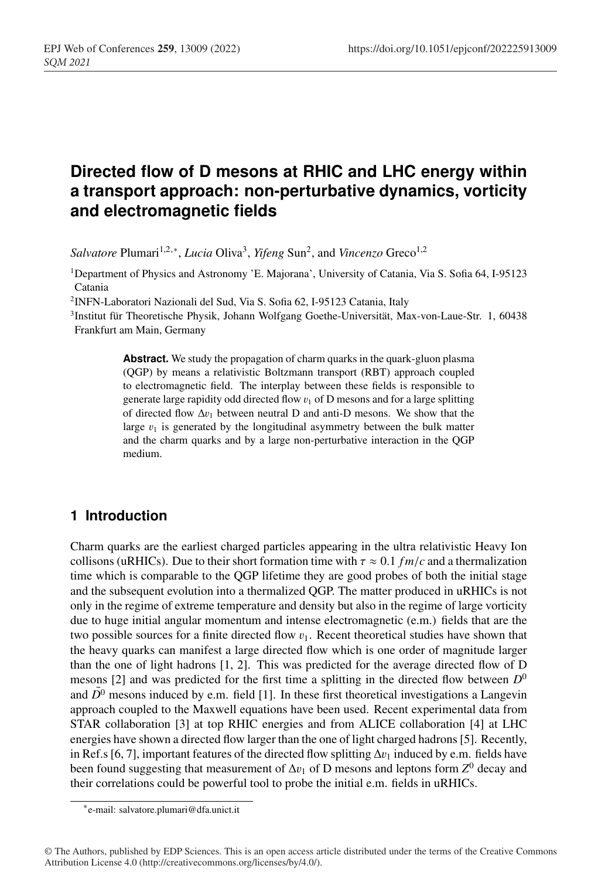# Directed flow of D mesons at RHIC and LHC energy within a transport approach: non-perturbative dynamics, vorticity and electromagnetic fields

*Salvatore* Plumari[1,2,*], *Lucia* Oliva[3], *Yifeng* Sun[2], and *Vincenzo* Greco[1,2]

[1]Department of Physics and Astronomy 'E. Majorana', University of Catania, Via S. Sofia 64, I-95123 Catania

[2]INFN-Laboratori Nazionali del Sud, Via S. Sofia 62, I-95123 Catania, Italy

[3]Institut für Theoretische Physik, Johann Wolfgang Goethe-Universität, Max-von-Laue-Str. 1, 60438 Frankfurt am Main, Germany

**Abstract.** We study the propagation of charm quarks in the quark-gluon plasma (QGP) by means a relativistic Boltzmann transport (RBT) approach coupled to electromagnetic field. The interplay between these fields is responsible to generate large rapidity odd directed flow $v_1$ of D mesons and for a large splitting of directed flow $\Delta v_1$ between neutral D and anti-D mesons. We show that the large $v_1$ is generated by the longitudinal asymmetry between the bulk matter and the charm quarks and by a large non-perturbative interaction in the QGP medium.

## 1 Introduction

Charm quarks are the earliest charged particles appearing in the ultra relativistic Heavy Ion collisons (uRHICs). Due to their short formation time with $\tau \approx 0.1\ fm/c$ and a thermalization time which is comparable to the QGP lifetime they are good probes of both the initial stage and the subsequent evolution into a thermalized QGP. The matter produced in uRHICs is not only in the regime of extreme temperature and density but also in the regime of large vorticity due to huge initial angular momentum and intense electromagnetic (e.m.) fields that are the two possible sources for a finite directed flow $v_1$. Recent theoretical studies have shown that the heavy quarks can manifest a large directed flow which is one order of magnitude larger than the one of light hadrons [1, 2]. This was predicted for the average directed flow of D mesons [2] and was predicted for the first time a splitting in the directed flow between $D^0$ and $\bar{D}^0$ mesons induced by e.m. field [1]. In these first theoretical investigations a Langevin approach coupled to the Maxwell equations have been used. Recent experimental data from STAR collaboration [3] at top RHIC energies and from ALICE collaboration [4] at LHC energies have shown a directed flow larger than the one of light charged hadrons [5]. Recently, in Ref.s [6, 7], important features of the directed flow splitting $\Delta v_1$ induced by e.m. fields have been found suggesting that measurement of $\Delta v_1$ of D mesons and leptons form $Z^0$ decay and their correlations could be powerful tool to probe the initial e.m. fields in uRHICs.

---

*e-mail: salvatore.plumari@dfa.unict.it

© The Authors, published by EDP Sciences. This is an open access article distributed under the terms of the Creative Commons Attribution License 4.0 (http://creativecommons.org/licenses/by/4.0/).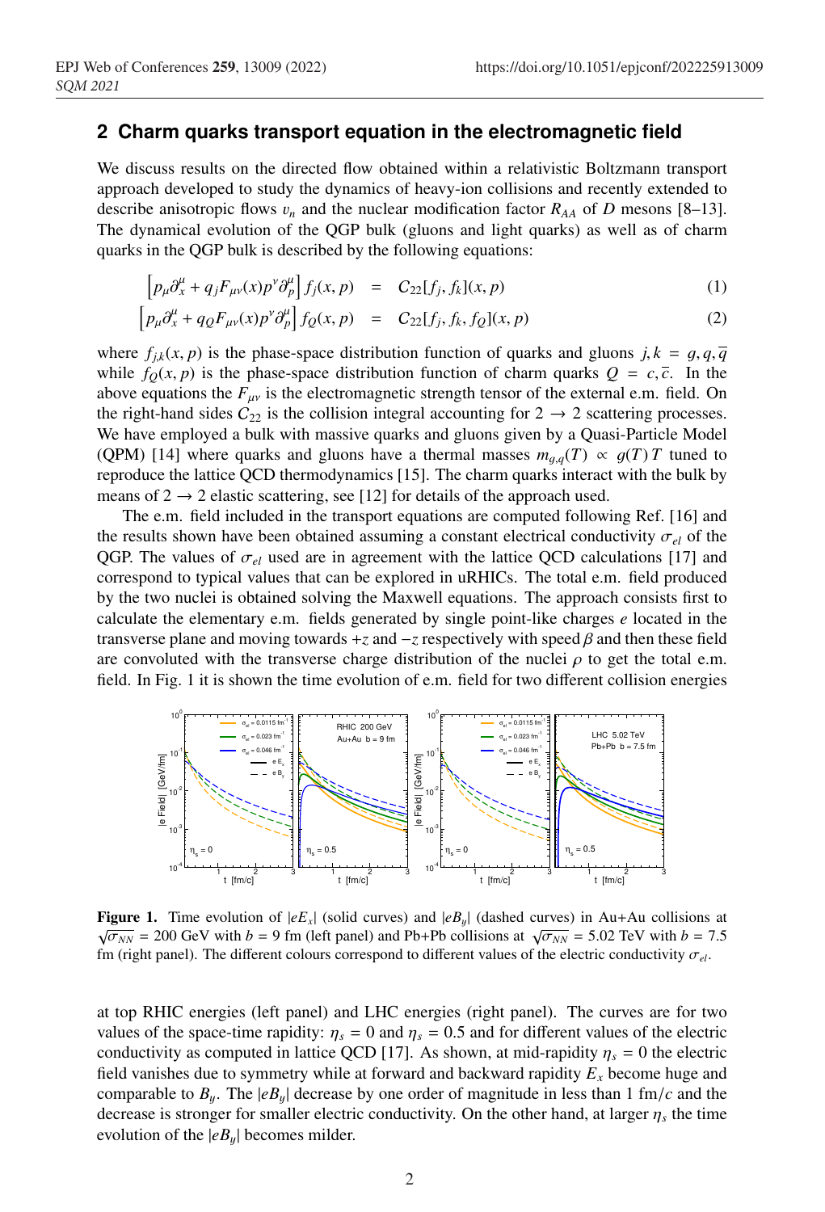## 2 Charm quarks transport equation in the electromagnetic field

We discuss results on the directed flow obtained within a relativistic Boltzmann transport approach developed to study the dynamics of heavy-ion collisions and recently extended to describe anisotropic flows $v_n$ and the nuclear modification factor $R_{AA}$ of $D$ mesons [8–13]. The dynamical evolution of the QGP bulk (gluons and light quarks) as well as of charm quarks in the QGP bulk is described by the following equations:

$$\left[p_\mu \partial_x^\mu + q_j F_{\mu\nu}(x) p^\nu \partial_p^\mu\right] f_j(x,p) = C_{22}[f_j, f_k](x,p) \tag{1}$$

$$\left[p_\mu \partial_x^\mu + q_Q F_{\mu\nu}(x) p^\nu \partial_p^\mu\right] f_Q(x,p) = C_{22}[f_j, f_k, f_Q](x,p) \tag{2}$$

where $f_{j,k}(x,p)$ is the phase-space distribution function of quarks and gluons $j,k = g, q, \overline{q}$ while $f_Q(x,p)$ is the phase-space distribution function of charm quarks $Q = c, \overline{c}$. In the above equations the $F_{\mu\nu}$ is the electromagnetic strength tensor of the external e.m. field. On the right-hand sides $C_{22}$ is the collision integral accounting for $2 \to 2$ scattering processes. We have employed a bulk with massive quarks and gluons given by a Quasi-Particle Model (QPM) [14] where quarks and gluons have a thermal masses $m_{g,q}(T) \propto g(T)\,T$ tuned to reproduce the lattice QCD thermodynamics [15]. The charm quarks interact with the bulk by means of $2 \to 2$ elastic scattering, see [12] for details of the approach used.

The e.m. field included in the transport equations are computed following Ref. [16] and the results shown have been obtained assuming a constant electrical conductivity $\sigma_{el}$ of the QGP. The values of $\sigma_{el}$ used are in agreement with the lattice QCD calculations [17] and correspond to typical values that can be explored in uRHICs. The total e.m. field produced by the two nuclei is obtained solving the Maxwell equations. The approach consists first to calculate the elementary e.m. fields generated by single point-like charges $e$ located in the transverse plane and moving towards $+z$ and $-z$ respectively with speed $\beta$ and then these field are convoluted with the transverse charge distribution of the nuclei $\rho$ to get the total e.m. field. In Fig. 1 it is shown the time evolution of e.m. field for two different collision energies

**Figure 1.** Time evolution of $|eE_x|$ (solid curves) and $|eB_y|$ (dashed curves) in Au+Au collisions at $\sqrt{\sigma_{NN}} = 200$ GeV with $b = 9$ fm (left panel) and Pb+Pb collisions at $\sqrt{\sigma_{NN}} = 5.02$ TeV with $b = 7.5$ fm (right panel). The different colours correspond to different values of the electric conductivity $\sigma_{el}$.

at top RHIC energies (left panel) and LHC energies (right panel). The curves are for two values of the space-time rapidity: $\eta_s = 0$ and $\eta_s = 0.5$ and for different values of the electric conductivity as computed in lattice QCD [17]. As shown, at mid-rapidity $\eta_s = 0$ the electric field vanishes due to symmetry while at forward and backward rapidity $E_x$ become huge and comparable to $B_y$. The $|eB_y|$ decrease by one order of magnitude in less than 1 fm/$c$ and the decrease is stronger for smaller electric conductivity. On the other hand, at larger $\eta_s$ the time evolution of the $|eB_y|$ becomes milder.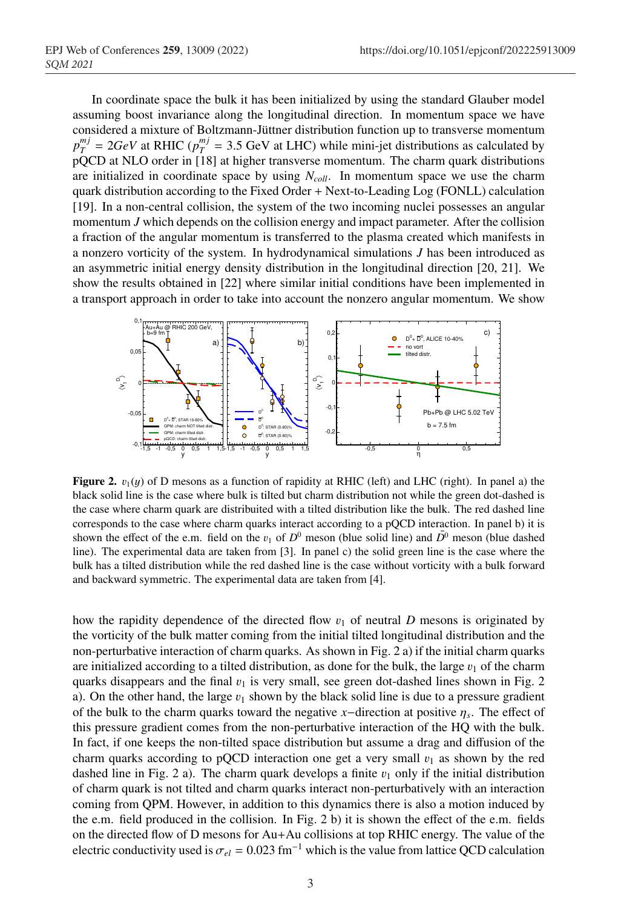In coordinate space the bulk it has been initialized by using the standard Glauber model assuming boost invariance along the longitudinal direction. In momentum space we have considered a mixture of Boltzmann-Jüttner distribution function up to transverse momentum $p_T^{mj} = 2GeV$ at RHIC ($p_T^{mj} = 3.5$ GeV at LHC) while mini-jet distributions as calculated by pQCD at NLO order in [18] at higher transverse momentum. The charm quark distributions are initialized in coordinate space by using $N_{coll}$. In momentum space we use the charm quark distribution according to the Fixed Order + Next-to-Leading Log (FONLL) calculation [19]. In a non-central collision, the system of the two incoming nuclei possesses an angular momentum $J$ which depends on the collision energy and impact parameter. After the collision a fraction of the angular momentum is transferred to the plasma created which manifests in a nonzero vorticity of the system. In hydrodynamical simulations $J$ has been introduced as an asymmetric initial energy density distribution in the longitudinal direction [20, 21]. We show the results obtained in [22] where similar initial conditions have been implemented in a transport approach in order to take into account the nonzero angular momentum. We show

**Figure 2.** $v_1(y)$ of D mesons as a function of rapidity at RHIC (left) and LHC (right). In panel a) the black solid line is the case where bulk is tilted but charm distribution not while the green dot-dashed is the case where charm quark are distribuited with a tilted distribution like the bulk. The red dashed line corresponds to the case where charm quarks interact according to a pQCD interaction. In panel b) it is shown the effect of the e.m. field on the $v_1$ of $D^0$ meson (blue solid line) and $\bar{D}^0$ meson (blue dashed line). The experimental data are taken from [3]. In panel c) the solid green line is the case where the bulk has a tilted distribution while the red dashed line is the case without vorticity with a bulk forward and backward symmetric. The experimental data are taken from [4].

how the rapidity dependence of the directed flow $v_1$ of neutral $D$ mesons is originated by the vorticity of the bulk matter coming from the initial tilted longitudinal distribution and the non-perturbative interaction of charm quarks. As shown in Fig. 2 a) if the initial charm quarks are initialized according to a tilted distribution, as done for the bulk, the large $v_1$ of the charm quarks disappears and the final $v_1$ is very small, see green dot-dashed lines shown in Fig. 2 a). On the other hand, the large $v_1$ shown by the black solid line is due to a pressure gradient of the bulk to the charm quarks toward the negative $x-$direction at positive $\eta_s$. The effect of this pressure gradient comes from the non-perturbative interaction of the HQ with the bulk. In fact, if one keeps the non-tilted space distribution but assume a drag and diffusion of the charm quarks according to pQCD interaction one get a very small $v_1$ as shown by the red dashed line in Fig. 2 a). The charm quark develops a finite $v_1$ only if the initial distribution of charm quark is not tilted and charm quarks interact non-perturbatively with an interaction coming from QPM. However, in addition to this dynamics there is also a motion induced by the e.m. field produced in the collision. In Fig. 2 b) it is shown the effect of the e.m. fields on the directed flow of D mesons for Au+Au collisions at top RHIC energy. The value of the electric conductivity used is $\sigma_{el} = 0.023$ fm$^{-1}$ which is the value from lattice QCD calculation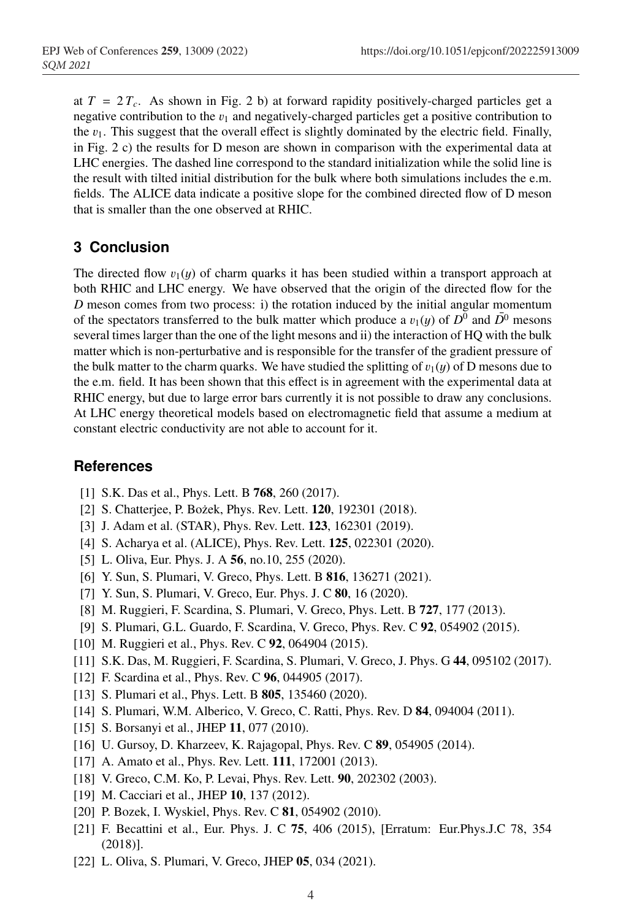at $T = 2\,T_c$. As shown in Fig. 2 b) at forward rapidity positively-charged particles get a negative contribution to the $v_1$ and negatively-charged particles get a positive contribution to the $v_1$. This suggest that the overall effect is slightly dominated by the electric field. Finally, in Fig. 2 c) the results for D meson are shown in comparison with the experimental data at LHC energies. The dashed line correspond to the standard initialization while the solid line is the result with tilted initial distribution for the bulk where both simulations includes the e.m. fields. The ALICE data indicate a positive slope for the combined directed flow of D meson that is smaller than the one observed at RHIC.

## 3 Conclusion

The directed flow $v_1(y)$ of charm quarks it has been studied within a transport approach at both RHIC and LHC energy. We have observed that the origin of the directed flow for the $D$ meson comes from two process: i) the rotation induced by the initial angular momentum of the spectators transferred to the bulk matter which produce a $v_1(y)$ of $D^0$ and $\bar{D^0}$ mesons several times larger than the one of the light mesons and ii) the interaction of HQ with the bulk matter which is non-perturbative and is responsible for the transfer of the gradient pressure of the bulk matter to the charm quarks. We have studied the splitting of $v_1(y)$ of D mesons due to the e.m. field. It has been shown that this effect is in agreement with the experimental data at RHIC energy, but due to large error bars currently it is not possible to draw any conclusions. At LHC energy theoretical models based on electromagnetic field that assume a medium at constant electric conductivity are not able to account for it.

## References

[1] S.K. Das et al., Phys. Lett. B **768**, 260 (2017).

[2] S. Chatterjee, P. Bożek, Phys. Rev. Lett. **120**, 192301 (2018).

[3] J. Adam et al. (STAR), Phys. Rev. Lett. **123**, 162301 (2019).

[4] S. Acharya et al. (ALICE), Phys. Rev. Lett. **125**, 022301 (2020).

[5] L. Oliva, Eur. Phys. J. A **56**, no.10, 255 (2020).

[6] Y. Sun, S. Plumari, V. Greco, Phys. Lett. B **816**, 136271 (2021).

[7] Y. Sun, S. Plumari, V. Greco, Eur. Phys. J. C **80**, 16 (2020).

[8] M. Ruggieri, F. Scardina, S. Plumari, V. Greco, Phys. Lett. B **727**, 177 (2013).

[9] S. Plumari, G.L. Guardo, F. Scardina, V. Greco, Phys. Rev. C **92**, 054902 (2015).

[10] M. Ruggieri et al., Phys. Rev. C **92**, 064904 (2015).

[11] S.K. Das, M. Ruggieri, F. Scardina, S. Plumari, V. Greco, J. Phys. G **44**, 095102 (2017).

[12] F. Scardina et al., Phys. Rev. C **96**, 044905 (2017).

[13] S. Plumari et al., Phys. Lett. B **805**, 135460 (2020).

[14] S. Plumari, W.M. Alberico, V. Greco, C. Ratti, Phys. Rev. D **84**, 094004 (2011).

[15] S. Borsanyi et al., JHEP **11**, 077 (2010).

[16] U. Gursoy, D. Kharzeev, K. Rajagopal, Phys. Rev. C **89**, 054905 (2014).

[17] A. Amato et al., Phys. Rev. Lett. **111**, 172001 (2013).

[18] V. Greco, C.M. Ko, P. Levai, Phys. Rev. Lett. **90**, 202302 (2003).

[19] M. Cacciari et al., JHEP **10**, 137 (2012).

[20] P. Bozek, I. Wyskiel, Phys. Rev. C **81**, 054902 (2010).

[21] F. Becattini et al., Eur. Phys. J. C **75**, 406 (2015), [Erratum: Eur.Phys.J.C 78, 354 (2018)].

[22] L. Oliva, S. Plumari, V. Greco, JHEP **05**, 034 (2021).